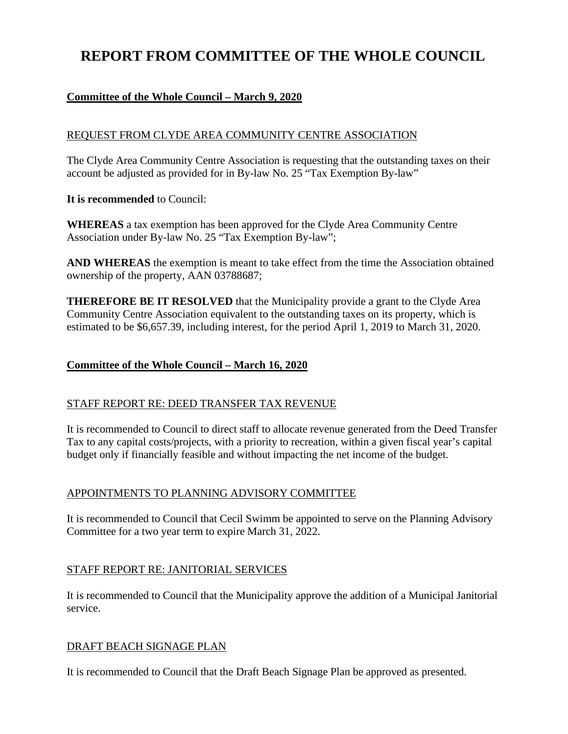# REPORT FROM COMMITTEE OF THE WHOLE COUNCIL

## Committee of the Whole Council – March 9, 2020

### REQUEST FROM CLYDE AREA COMMUNITY CENTRE ASSOCIATION

The Clyde Area Community Centre Association is requesting that the outstanding taxes on their account be adjusted as provided for in By-law No. 25 "Tax Exemption By-law"

**It is recommended** to Council:

**WHEREAS** a tax exemption has been approved for the Clyde Area Community Centre Association under By-law No. 25 "Tax Exemption By-law";

**AND WHEREAS** the exemption is meant to take effect from the time the Association obtained ownership of the property, AAN 03788687;

**THEREFORE BE IT RESOLVED** that the Municipality provide a grant to the Clyde Area Community Centre Association equivalent to the outstanding taxes on its property, which is estimated to be $6,657.39, including interest, for the period April 1, 2019 to March 31, 2020.

## Committee of the Whole Council – March 16, 2020

### STAFF REPORT RE: DEED TRANSFER TAX REVENUE

It is recommended to Council to direct staff to allocate revenue generated from the Deed Transfer Tax to any capital costs/projects, with a priority to recreation, within a given fiscal year's capital budget only if financially feasible and without impacting the net income of the budget.

### APPOINTMENTS TO PLANNING ADVISORY COMMITTEE

It is recommended to Council that Cecil Swimm be appointed to serve on the Planning Advisory Committee for a two year term to expire March 31, 2022.

### STAFF REPORT RE: JANITORIAL SERVICES

It is recommended to Council that the Municipality approve the addition of a Municipal Janitorial service.

### DRAFT BEACH SIGNAGE PLAN

It is recommended to Council that the Draft Beach Signage Plan be approved as presented.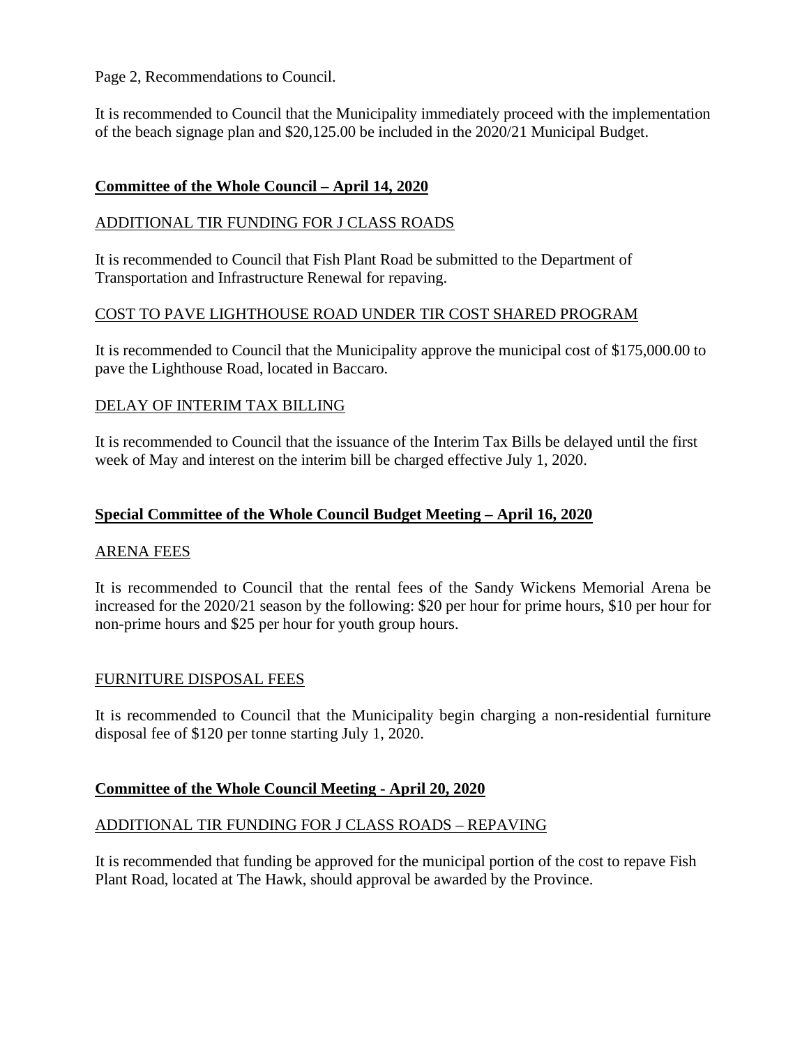Page 2, Recommendations to Council.

It is recommended to Council that the Municipality immediately proceed with the implementation of the beach signage plan and $20,125.00 be included in the 2020/21 Municipal Budget.

## Committee of the Whole Council – April 14, 2020

ADDITIONAL TIR FUNDING FOR J CLASS ROADS

It is recommended to Council that Fish Plant Road be submitted to the Department of Transportation and Infrastructure Renewal for repaving.

COST TO PAVE LIGHTHOUSE ROAD UNDER TIR COST SHARED PROGRAM

It is recommended to Council that the Municipality approve the municipal cost of $175,000.00 to pave the Lighthouse Road, located in Baccaro.

DELAY OF INTERIM TAX BILLING

It is recommended to Council that the issuance of the Interim Tax Bills be delayed until the first week of May and interest on the interim bill be charged effective July 1, 2020.

## Special Committee of the Whole Council Budget Meeting – April 16, 2020

ARENA FEES

It is recommended to Council that the rental fees of the Sandy Wickens Memorial Arena be increased for the 2020/21 season by the following: $20 per hour for prime hours, $10 per hour for non-prime hours and $25 per hour for youth group hours.

FURNITURE DISPOSAL FEES

It is recommended to Council that the Municipality begin charging a non-residential furniture disposal fee of $120 per tonne starting July 1, 2020.

## Committee of the Whole Council Meeting - April 20, 2020

ADDITIONAL TIR FUNDING FOR J CLASS ROADS – REPAVING

It is recommended that funding be approved for the municipal portion of the cost to repave Fish Plant Road, located at The Hawk, should approval be awarded by the Province.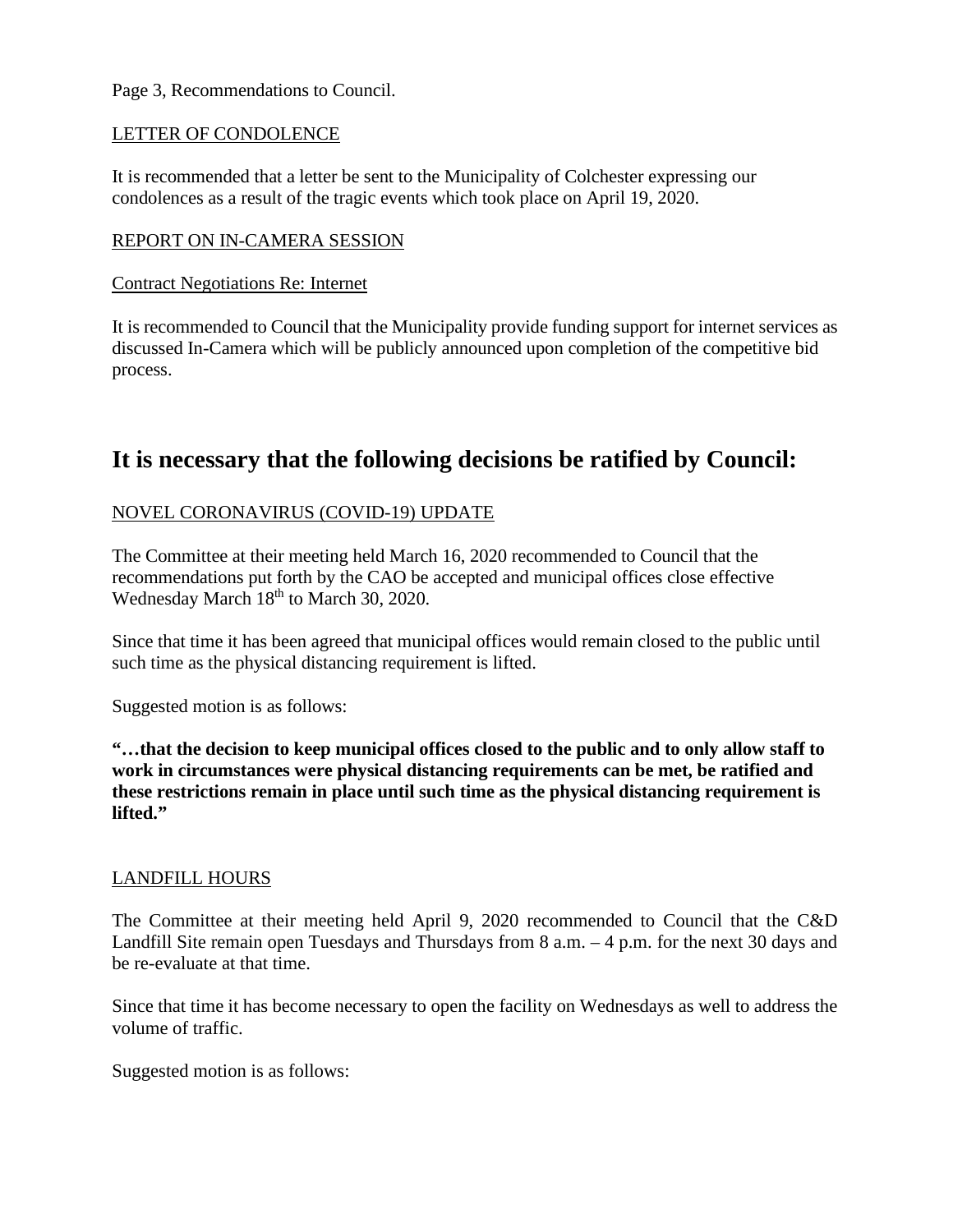Page 3, Recommendations to Council.

LETTER OF CONDOLENCE

It is recommended that a letter be sent to the Municipality of Colchester expressing our condolences as a result of the tragic events which took place on April 19, 2020.

REPORT ON IN-CAMERA SESSION

Contract Negotiations Re: Internet

It is recommended to Council that the Municipality provide funding support for internet services as discussed In-Camera which will be publicly announced upon completion of the competitive bid process.

## It is necessary that the following decisions be ratified by Council:

NOVEL CORONAVIRUS (COVID-19) UPDATE

The Committee at their meeting held March 16, 2020 recommended to Council that the recommendations put forth by the CAO be accepted and municipal offices close effective Wednesday March 18th to March 30, 2020.

Since that time it has been agreed that municipal offices would remain closed to the public until such time as the physical distancing requirement is lifted.

Suggested motion is as follows:

**"…that the decision to keep municipal offices closed to the public and to only allow staff to work in circumstances were physical distancing requirements can be met, be ratified and these restrictions remain in place until such time as the physical distancing requirement is lifted."**

LANDFILL HOURS

The Committee at their meeting held April 9, 2020 recommended to Council that the C&D Landfill Site remain open Tuesdays and Thursdays from 8 a.m. – 4 p.m. for the next 30 days and be re-evaluate at that time.

Since that time it has become necessary to open the facility on Wednesdays as well to address the volume of traffic.

Suggested motion is as follows: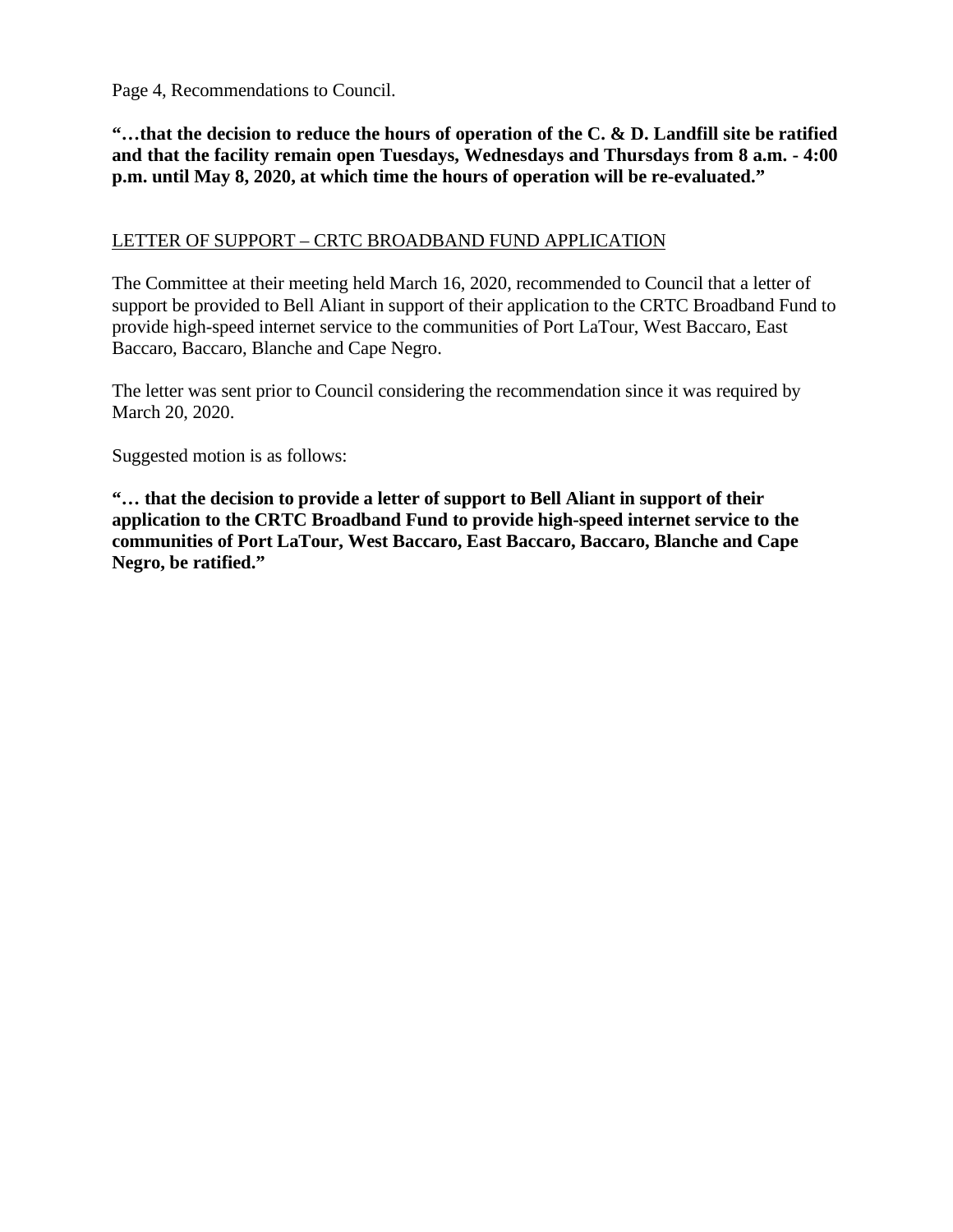Page 4, Recommendations to Council.

**"…that the decision to reduce the hours of operation of the C. & D. Landfill site be ratified and that the facility remain open Tuesdays, Wednesdays and Thursdays from 8 a.m. - 4:00 p.m. until May 8, 2020, at which time the hours of operation will be re-evaluated."**

<u>LETTER OF SUPPORT – CRTC BROADBAND FUND APPLICATION</u>

The Committee at their meeting held March 16, 2020, recommended to Council that a letter of support be provided to Bell Aliant in support of their application to the CRTC Broadband Fund to provide high-speed internet service to the communities of Port LaTour, West Baccaro, East Baccaro, Baccaro, Blanche and Cape Negro.

The letter was sent prior to Council considering the recommendation since it was required by March 20, 2020.

Suggested motion is as follows:

**"… that the decision to provide a letter of support to Bell Aliant in support of their application to the CRTC Broadband Fund to provide high-speed internet service to the communities of Port LaTour, West Baccaro, East Baccaro, Baccaro, Blanche and Cape Negro, be ratified."**